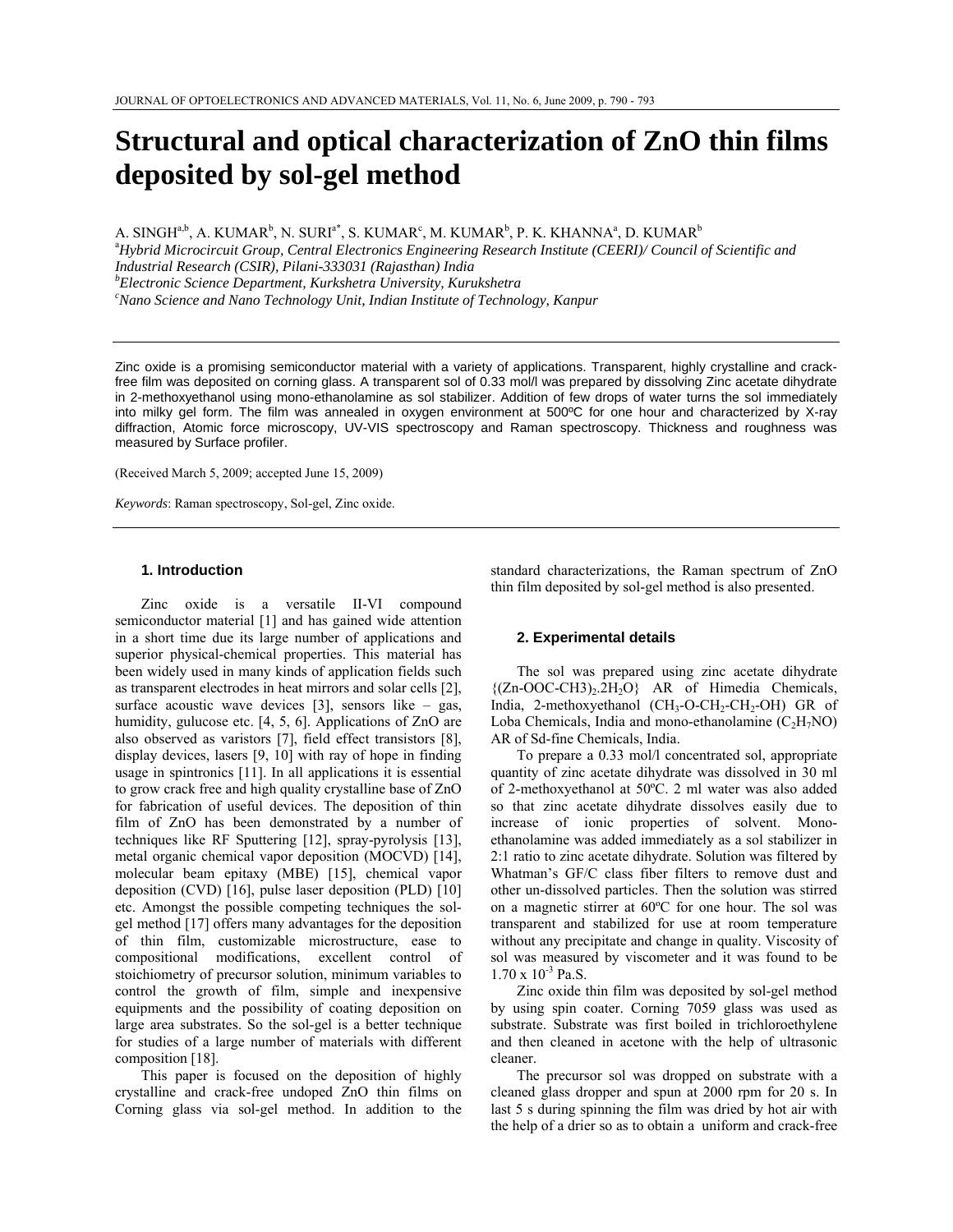# Structural and optical characterization of ZnO thin films deposited by sol-gel method

A. SINGH[a,b], A. KUMAR[b], N. SURI[a*], S. KUMAR[c], M. KUMAR[b], P. K. KHANNA[a], D. KUMAR[b]

[a]*Hybrid Microcircuit Group, Central Electronics Engineering Research Institute (CEERI)/ Council of Scientific and Industrial Research (CSIR), Pilani-333031 (Rajasthan) India*

[b]*Electronic Science Department, Kurkshetra University, Kurukshetra*

[c]*Nano Science and Nano Technology Unit, Indian Institute of Technology, Kanpur*

Zinc oxide is a promising semiconductor material with a variety of applications. Transparent, highly crystalline and crack-free film was deposited on corning glass. A transparent sol of 0.33 mol/l was prepared by dissolving Zinc acetate dihydrate in 2-methoxyethanol using mono-ethanolamine as sol stabilizer. Addition of few drops of water turns the sol immediately into milky gel form. The film was annealed in oxygen environment at 500ºC for one hour and characterized by X-ray diffraction, Atomic force microscopy, UV-VIS spectroscopy and Raman spectroscopy. Thickness and roughness was measured by Surface profiler.

(Received March 5, 2009; accepted June 15, 2009)

*Keywords*: Raman spectroscopy, Sol-gel, Zinc oxide.

## 1. Introduction

Zinc oxide is a versatile II-VI compound semiconductor material [1] and has gained wide attention in a short time due its large number of applications and superior physical-chemical properties. This material has been widely used in many kinds of application fields such as transparent electrodes in heat mirrors and solar cells [2], surface acoustic wave devices [3], sensors like – gas, humidity, gulucose etc. [4, 5, 6]. Applications of ZnO are also observed as varistors [7], field effect transistors [8], display devices, lasers [9, 10] with ray of hope in finding usage in spintronics [11]. In all applications it is essential to grow crack free and high quality crystalline base of ZnO for fabrication of useful devices. The deposition of thin film of ZnO has been demonstrated by a number of techniques like RF Sputtering [12], spray-pyrolysis [13], metal organic chemical vapor deposition (MOCVD) [14], molecular beam epitaxy (MBE) [15], chemical vapor deposition (CVD) [16], pulse laser deposition (PLD) [10] etc. Amongst the possible competing techniques the sol-gel method [17] offers many advantages for the deposition of thin film, customizable microstructure, ease to compositional modifications, excellent control of stoichiometry of precursor solution, minimum variables to control the growth of film, simple and inexpensive equipments and the possibility of coating deposition on large area substrates. So the sol-gel is a better technique for studies of a large number of materials with different composition [18].

This paper is focused on the deposition of highly crystalline and crack-free undoped ZnO thin films on Corning glass via sol-gel method. In addition to the standard characterizations, the Raman spectrum of ZnO thin film deposited by sol-gel method is also presented.

## 2. Experimental details

The sol was prepared using zinc acetate dihydrate $\{(Zn\text{-}OOC\text{-}CH3)_2.2H_2O\}$ AR of Himedia Chemicals, India, 2-methoxyethanol ($CH_3\text{-}O\text{-}CH_2\text{-}CH_2\text{-}OH$) GR of Loba Chemicals, India and mono-ethanolamine ($C_2H_7NO$) AR of Sd-fine Chemicals, India.

To prepare a 0.33 mol/l concentrated sol, appropriate quantity of zinc acetate dihydrate was dissolved in 30 ml of 2-methoxyethanol at 50ºC. 2 ml water was also added so that zinc acetate dihydrate dissolves easily due to increase of ionic properties of solvent. Mono-ethanolamine was added immediately as a sol stabilizer in 2:1 ratio to zinc acetate dihydrate. Solution was filtered by Whatman's GF/C class fiber filters to remove dust and other un-dissolved particles. Then the solution was stirred on a magnetic stirrer at 60ºC for one hour. The sol was transparent and stabilized for use at room temperature without any precipitate and change in quality. Viscosity of sol was measured by viscometer and it was found to be $1.70 \times 10^{-3}$ Pa.S.

Zinc oxide thin film was deposited by sol-gel method by using spin coater. Corning 7059 glass was used as substrate. Substrate was first boiled in trichloroethylene and then cleaned in acetone with the help of ultrasonic cleaner.

The precursor sol was dropped on substrate with a cleaned glass dropper and spun at 2000 rpm for 20 s. In last 5 s during spinning the film was dried by hot air with the help of a drier so as to obtain a uniform and crack-free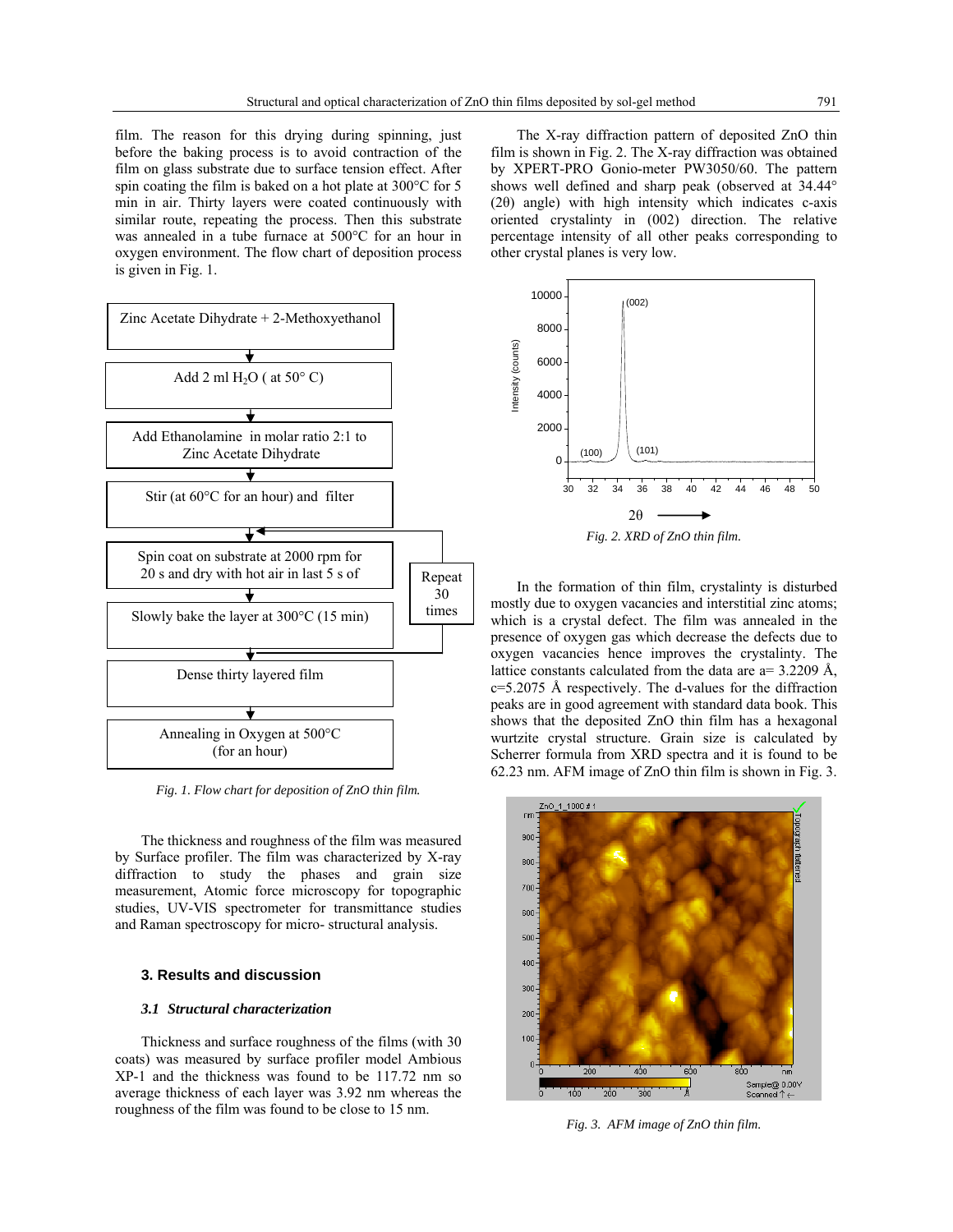film. The reason for this drying during spinning, just before the baking process is to avoid contraction of the film on glass substrate due to surface tension effect. After spin coating the film is baked on a hot plate at 300°C for 5 min in air. Thirty layers were coated continuously with similar route, repeating the process. Then this substrate was annealed in a tube furnace at 500°C for an hour in oxygen environment. The flow chart of deposition process is given in Fig. 1.

Zinc Acetate Dihydrate + 2-Methoxyethanol

↓

Add 2 ml $H_2O$ ( at 50° C)

↓

Add Ethanolamine in molar ratio 2:1 to Zinc Acetate Dihydrate

↓

Stir (at 60°C for an hour) and filter

↓

Spin coat on substrate at 2000 rpm for 20 s and dry with hot air in last 5 s of

↓

Slowly bake the layer at 300°C (15 min)

(Repeat 30 times)

↓

Dense thirty layered film

↓

Annealing in Oxygen at 500°C (for an hour)

*Fig. 1. Flow chart for deposition of ZnO thin film.*

The thickness and roughness of the film was measured by Surface profiler. The film was characterized by X-ray diffraction to study the phases and grain size measurement, Atomic force microscopy for topographic studies, UV-VIS spectrometer for transmittance studies and Raman spectroscopy for micro- structural analysis.

## 3. Results and discussion

### 3.1 Structural characterization

Thickness and surface roughness of the films (with 30 coats) was measured by surface profiler model Ambious XP-1 and the thickness was found to be 117.72 nm so average thickness of each layer was 3.92 nm whereas the roughness of the film was found to be close to 15 nm.

The X-ray diffraction pattern of deposited ZnO thin film is shown in Fig. 2. The X-ray diffraction was obtained by XPERT-PRO Gonio-meter PW3050/60. The pattern shows well defined and sharp peak (observed at 34.44° (2θ) angle) with high intensity which indicates c-axis oriented crystality in (002) direction. The relative percentage intensity of all other peaks corresponding to other crystal planes is very low.

*Fig. 2. XRD of ZnO thin film.*

In the formation of thin film, crystality is disturbed mostly due to oxygen vacancies and interstitial zinc atoms; which is a crystal defect. The film was annealed in the presence of oxygen gas which decrease the defects due to oxygen vacancies hence improves the crystality. The lattice constants calculated from the data are a= 3.2209 Å, c=5.2075 Å respectively. The d-values for the diffraction peaks are in good agreement with standard data book. This shows that the deposited ZnO thin film has a hexagonal wurtzite crystal structure. Grain size is calculated by Scherrer formula from XRD spectra and it is found to be 62.23 nm. AFM image of ZnO thin film is shown in Fig. 3.

*Fig. 3. AFM image of ZnO thin film.*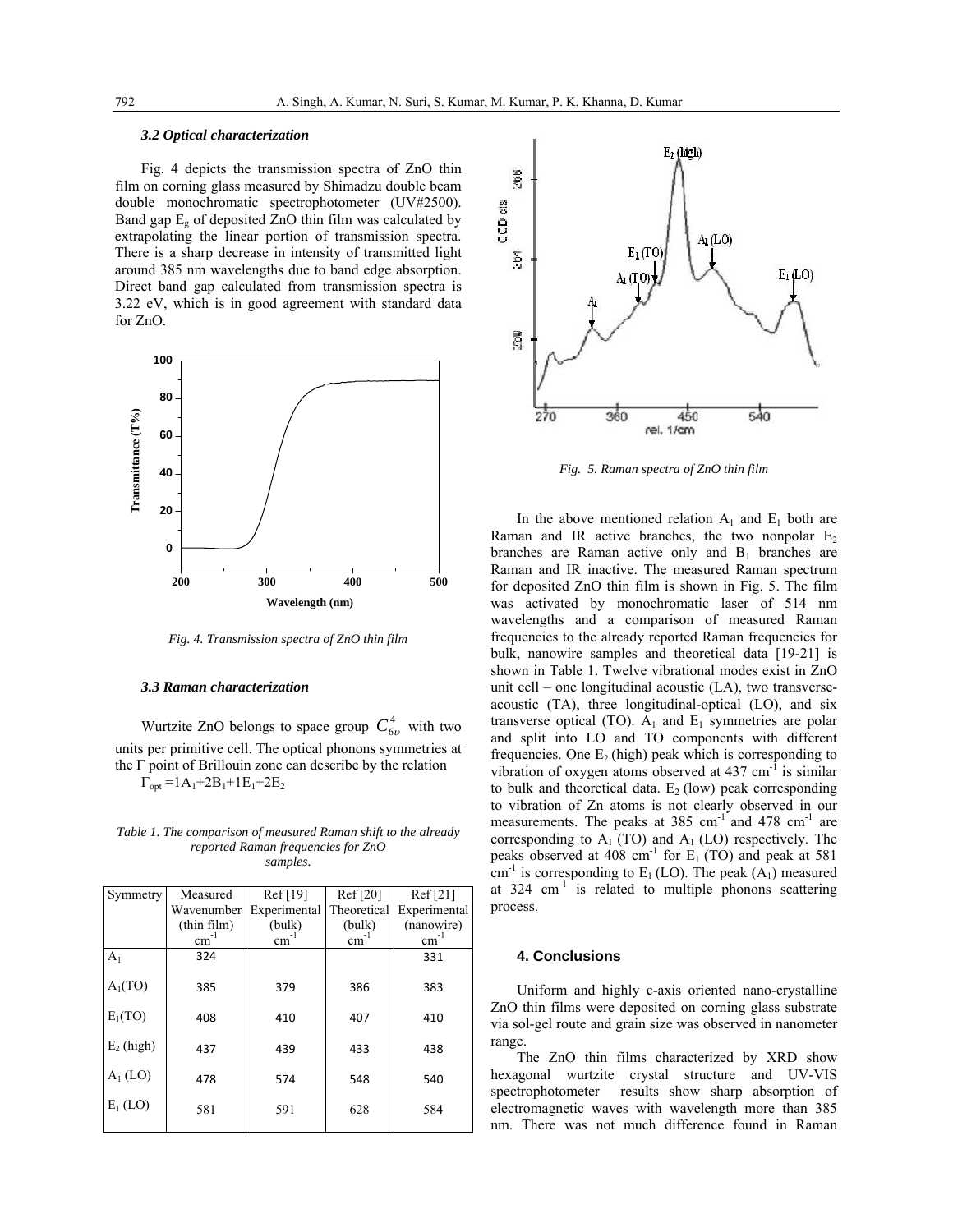### 3.2 Optical characterization

Fig. 4 depicts the transmission spectra of ZnO thin film on corning glass measured by Shimadzu double beam double monochromatic spectrophotometer (UV#2500). Band gap $E_g$ of deposited ZnO thin film was calculated by extrapolating the linear portion of transmission spectra. There is a sharp decrease in intensity of transmitted light around 385 nm wavelengths due to band edge absorption. Direct band gap calculated from transmission spectra is 3.22 eV, which is in good agreement with standard data for ZnO.

*Fig. 4. Transmission spectra of ZnO thin film*

### 3.3 Raman characterization

Wurtzite ZnO belongs to space group $C_{6\upsilon}^{4}$ with two units per primitive cell. The optical phonons symmetries at the Γ point of Brillouin zone can describe by the relation

$\Gamma_{opt} = 1A_1 + 2B_1 + 1E_1 + 2E_2$

*Table 1. The comparison of measured Raman shift to the already reported Raman frequencies for ZnO samples.*

| Symmetry | Measured Wavenumber (thin film) $cm^{-1}$ | Ref [19] Experimental (bulk) $cm^{-1}$ | Ref [20] Theoretical (bulk) $cm^{-1}$ | Ref [21] Experimental (nanowire) $cm^{-1}$ |
|---|---|---|---|---|
| $A_1$ | 324 | | | 331 |
| $A_1$(TO) | 385 | 379 | 386 | 383 |
| $E_1$(TO) | 408 | 410 | 407 | 410 |
| $E_2$ (high) | 437 | 439 | 433 | 438 |
| $A_1$ (LO) | 478 | 574 | 548 | 540 |
| $E_1$ (LO) | 581 | 591 | 628 | 584 |

*Fig. 5. Raman spectra of ZnO thin film*

In the above mentioned relation $A_1$ and $E_1$ both are Raman and IR active branches, the two nonpolar $E_2$ branches are Raman active only and $B_1$ branches are Raman and IR inactive. The measured Raman spectrum for deposited ZnO thin film is shown in Fig. 5. The film was activated by monochromatic laser of 514 nm wavelengths and a comparison of measured Raman frequencies to the already reported Raman frequencies for bulk, nanowire samples and theoretical data [19-21] is shown in Table 1. Twelve vibrational modes exist in ZnO unit cell – one longitudinal acoustic (LA), two transverse-acoustic (TA), three longitudinal-optical (LO), and six transverse optical (TO). $A_1$ and $E_1$ symmetries are polar and split into LO and TO components with different frequencies. One $E_2$ (high) peak which is corresponding to vibration of oxygen atoms observed at 437 $cm^{-1}$ is similar to bulk and theoretical data. $E_2$ (low) peak corresponding to vibration of Zn atoms is not clearly observed in our measurements. The peaks at 385 $cm^{-1}$ and 478 $cm^{-1}$ are corresponding to $A_1$ (TO) and $A_1$ (LO) respectively. The peaks observed at 408 $cm^{-1}$ for $E_1$ (TO) and peak at 581 $cm^{-1}$ is corresponding to $E_1$ (LO). The peak ($A_1$) measured at 324 $cm^{-1}$ is related to multiple phonons scattering process.

## 4. Conclusions

Uniform and highly c-axis oriented nano-crystalline ZnO thin films were deposited on corning glass substrate via sol-gel route and grain size was observed in nanometer range.

The ZnO thin films characterized by XRD show hexagonal wurtzite crystal structure and UV-VIS spectrophotometer results show sharp absorption of electromagnetic waves with wavelength more than 385 nm. There was not much difference found in Raman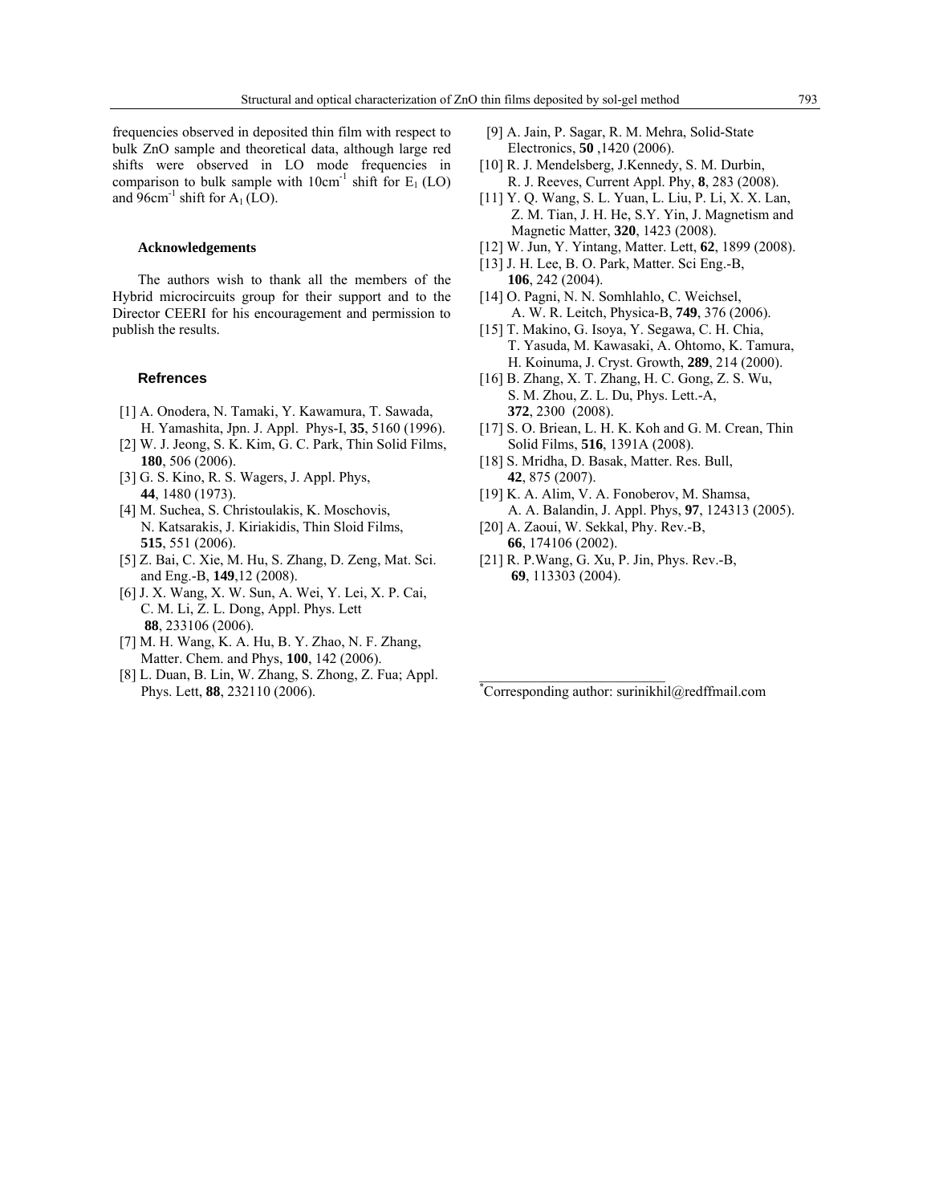frequencies observed in deposited thin film with respect to bulk ZnO sample and theoretical data, although large red shifts were observed in LO mode frequencies in comparison to bulk sample with $10cm^{-1}$ shift for $E_1$ (LO) and $96cm^{-1}$ shift for $A_1$ (LO).

### Acknowledgements

The authors wish to thank all the members of the Hybrid microcircuits group for their support and to the Director CEERI for his encouragement and permission to publish the results.

### Refrences

[1] A. Onodera, N. Tamaki, Y. Kawamura, T. Sawada, H. Yamashita, Jpn. J. Appl. Phys-I, **35**, 5160 (1996).

[2] W. J. Jeong, S. K. Kim, G. C. Park, Thin Solid Films, **180**, 506 (2006).

[3] G. S. Kino, R. S. Wagers, J. Appl. Phys, **44**, 1480 (1973).

[4] M. Suchea, S. Christoulakis, K. Moschovis, N. Katsarakis, J. Kiriakidis, Thin Sloid Films, **515**, 551 (2006).

[5] Z. Bai, C. Xie, M. Hu, S. Zhang, D. Zeng, Mat. Sci. and Eng.-B, **149**,12 (2008).

[6] J. X. Wang, X. W. Sun, A. Wei, Y. Lei, X. P. Cai, C. M. Li, Z. L. Dong, Appl. Phys. Lett **88**, 233106 (2006).

[7] M. H. Wang, K. A. Hu, B. Y. Zhao, N. F. Zhang, Matter. Chem. and Phys, **100**, 142 (2006).

[8] L. Duan, B. Lin, W. Zhang, S. Zhong, Z. Fua; Appl. Phys. Lett, **88**, 232110 (2006).

[9] A. Jain, P. Sagar, R. M. Mehra, Solid-State Electronics, **50** ,1420 (2006).

[10] R. J. Mendelsberg, J.Kennedy, S. M. Durbin, R. J. Reeves, Current Appl. Phy, **8**, 283 (2008).

[11] Y. Q. Wang, S. L. Yuan, L. Liu, P. Li, X. X. Lan, Z. M. Tian, J. H. He, S.Y. Yin, J. Magnetism and Magnetic Matter, **320**, 1423 (2008).

[12] W. Jun, Y. Yintang, Matter. Lett, **62**, 1899 (2008).

[13] J. H. Lee, B. O. Park, Matter. Sci Eng.-B, **106**, 242 (2004).

[14] O. Pagni, N. N. Somhlahlo, C. Weichsel, A. W. R. Leitch, Physica-B, **749**, 376 (2006).

[15] T. Makino, G. Isoya, Y. Segawa, C. H. Chia, T. Yasuda, M. Kawasaki, A. Ohtomo, K. Tamura, H. Koinuma, J. Cryst. Growth, **289**, 214 (2000).

[16] B. Zhang, X. T. Zhang, H. C. Gong, Z. S. Wu, S. M. Zhou, Z. L. Du, Phys. Lett.-A, **372**, 2300 (2008).

[17] S. O. Briean, L. H. K. Koh and G. M. Crean, Thin Solid Films, **516**, 1391A (2008).

[18] S. Mridha, D. Basak, Matter. Res. Bull, **42**, 875 (2007).

[19] K. A. Alim, V. A. Fonoberov, M. Shamsa, A. A. Balandin, J. Appl. Phys, **97**, 124313 (2005).

[20] A. Zaoui, W. Sekkal, Phy. Rev.-B, **66**, 174106 (2002).

[21] R. P.Wang, G. Xu, P. Jin, Phys. Rev.-B, **69**, 113303 (2004).

---

*Corresponding author: surinikhil@redffmail.com